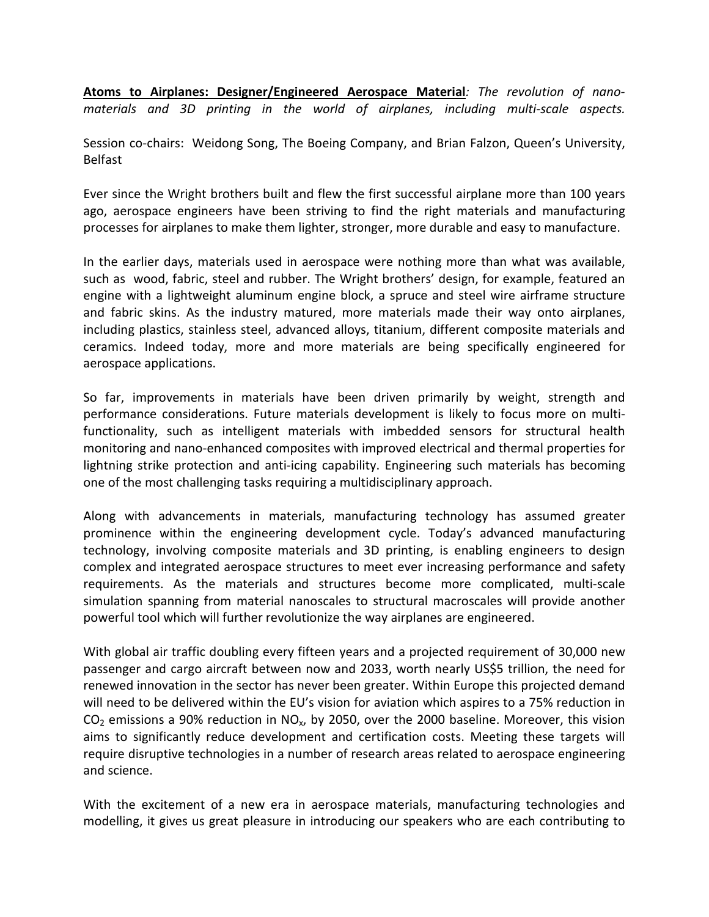**Atoms to Airplanes: Designer/Engineered Aerospace Material***: The revolution of nano-materials and 3D printing in the world of airplanes, including multi-scale aspects.*

Session co-chairs: Weidong Song, The Boeing Company, and Brian Falzon, Queen's University, Belfast

Ever since the Wright brothers built and flew the first successful airplane more than 100 years ago, aerospace engineers have been striving to find the right materials and manufacturing processes for airplanes to make them lighter, stronger, more durable and easy to manufacture.

In the earlier days, materials used in aerospace were nothing more than what was available, such as wood, fabric, steel and rubber. The Wright brothers' design, for example, featured an engine with a lightweight aluminum engine block, a spruce and steel wire airframe structure and fabric skins. As the industry matured, more materials made their way onto airplanes, including plastics, stainless steel, advanced alloys, titanium, different composite materials and ceramics. Indeed today, more and more materials are being specifically engineered for aerospace applications.

So far, improvements in materials have been driven primarily by weight, strength and performance considerations. Future materials development is likely to focus more on multi-functionality, such as intelligent materials with imbedded sensors for structural health monitoring and nano-enhanced composites with improved electrical and thermal properties for lightning strike protection and anti-icing capability. Engineering such materials has becoming one of the most challenging tasks requiring a multidisciplinary approach.

Along with advancements in materials, manufacturing technology has assumed greater prominence within the engineering development cycle. Today's advanced manufacturing technology, involving composite materials and 3D printing, is enabling engineers to design complex and integrated aerospace structures to meet ever increasing performance and safety requirements. As the materials and structures become more complicated, multi-scale simulation spanning from material nanoscales to structural macroscales will provide another powerful tool which will further revolutionize the way airplanes are engineered.

With global air traffic doubling every fifteen years and a projected requirement of 30,000 new passenger and cargo aircraft between now and 2033, worth nearly US$5 trillion, the need for renewed innovation in the sector has never been greater. Within Europe this projected demand will need to be delivered within the EU's vision for aviation which aspires to a 75% reduction in $CO_2$ emissions a 90% reduction in $NO_x$, by 2050, over the 2000 baseline. Moreover, this vision aims to significantly reduce development and certification costs. Meeting these targets will require disruptive technologies in a number of research areas related to aerospace engineering and science.

With the excitement of a new era in aerospace materials, manufacturing technologies and modelling, it gives us great pleasure in introducing our speakers who are each contributing to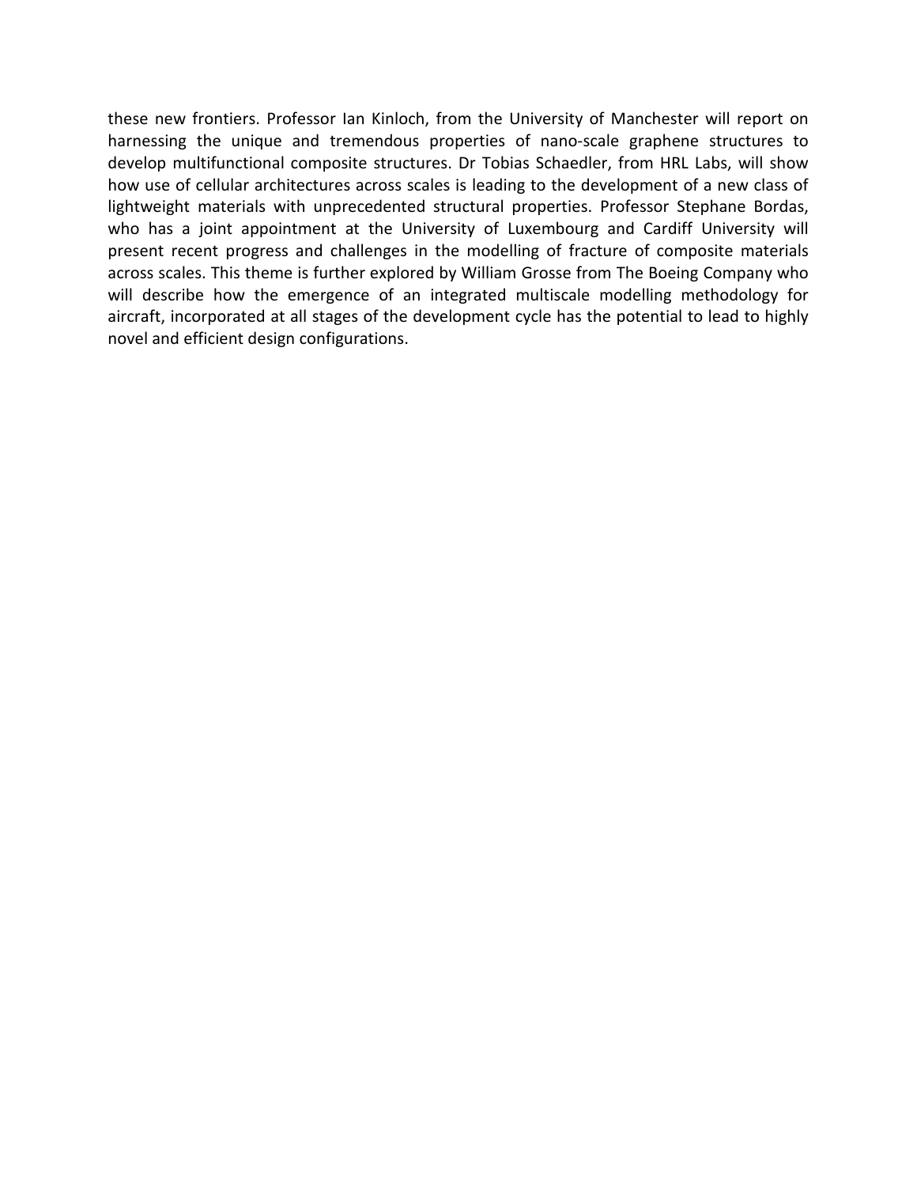these new frontiers. Professor Ian Kinloch, from the University of Manchester will report on harnessing the unique and tremendous properties of nano-scale graphene structures to develop multifunctional composite structures. Dr Tobias Schaedler, from HRL Labs, will show how use of cellular architectures across scales is leading to the development of a new class of lightweight materials with unprecedented structural properties. Professor Stephane Bordas, who has a joint appointment at the University of Luxembourg and Cardiff University will present recent progress and challenges in the modelling of fracture of composite materials across scales. This theme is further explored by William Grosse from The Boeing Company who will describe how the emergence of an integrated multiscale modelling methodology for aircraft, incorporated at all stages of the development cycle has the potential to lead to highly novel and efficient design configurations.